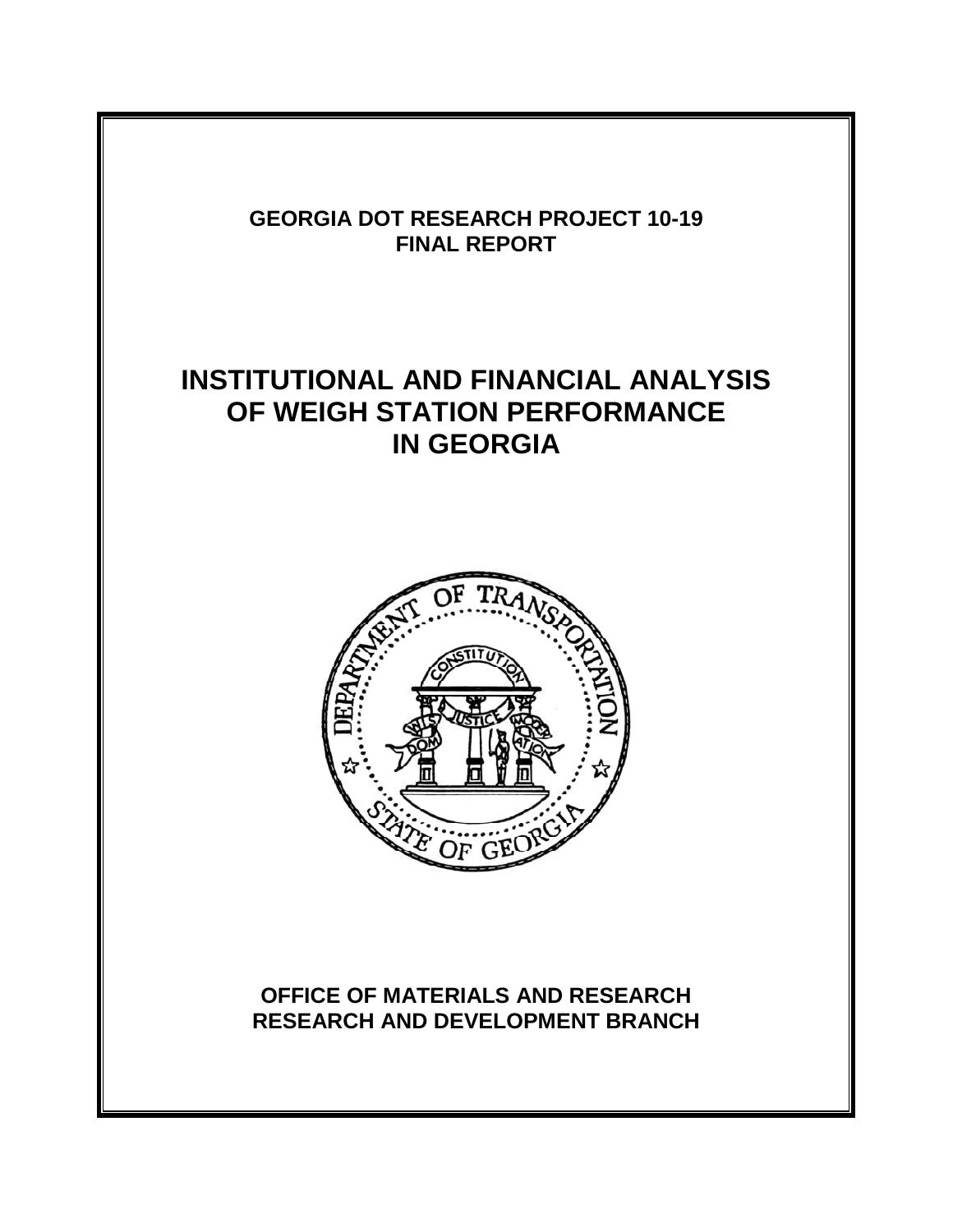**GEORGIA DOT RESEARCH PROJECT 10-19**
**FINAL REPORT**

# INSTITUTIONAL AND FINANCIAL ANALYSIS OF WEIGH STATION PERFORMANCE IN GEORGIA

**OFFICE OF MATERIALS AND RESEARCH**
**RESEARCH AND DEVELOPMENT BRANCH**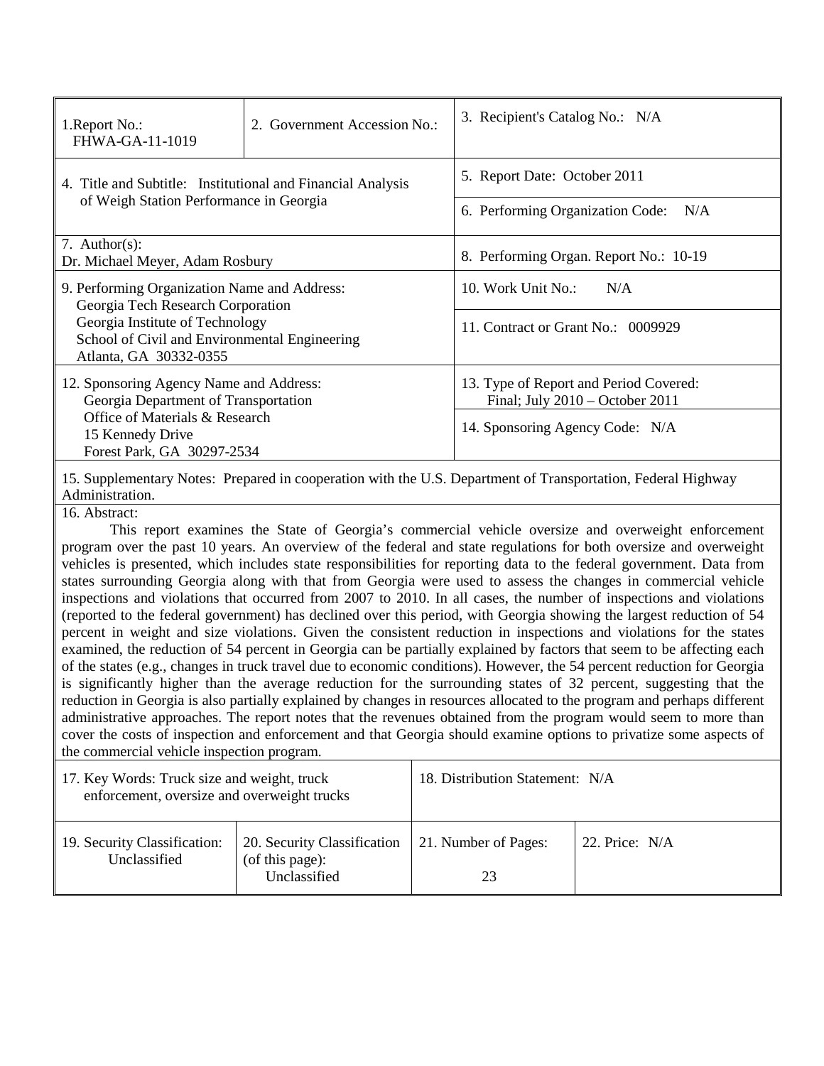| 1. Report No.: FHWA-GA-11-1019 | 2. Government Accession No.: | 3. Recipient's Catalog No.: N/A |
|---|---|---|
| 4. Title and Subtitle: Institutional and Financial Analysis of Weigh Station Performance in Georgia | | 5. Report Date: October 2011 |
| | | 6. Performing Organization Code: N/A |
| 7. Author(s): Dr. Michael Meyer, Adam Rosbury | | 8. Performing Organ. Report No.: 10-19 |
| 9. Performing Organization Name and Address: Georgia Tech Research Corporation, Georgia Institute of Technology, School of Civil and Environmental Engineering, Atlanta, GA 30332-0355 | | 10. Work Unit No.: N/A |
| | | 11. Contract or Grant No.: 0009929 |
| 12. Sponsoring Agency Name and Address: Georgia Department of Transportation, Office of Materials & Research, 15 Kennedy Drive, Forest Park, GA 30297-2534 | | 13. Type of Report and Period Covered: Final; July 2010 – October 2011 |
| | | 14. Sponsoring Agency Code: N/A |

15. Supplementary Notes: Prepared in cooperation with the U.S. Department of Transportation, Federal Highway Administration.

16. Abstract:

This report examines the State of Georgia's commercial vehicle oversize and overweight enforcement program over the past 10 years. An overview of the federal and state regulations for both oversize and overweight vehicles is presented, which includes state responsibilities for reporting data to the federal government. Data from states surrounding Georgia along with that from Georgia were used to assess the changes in commercial vehicle inspections and violations that occurred from 2007 to 2010. In all cases, the number of inspections and violations (reported to the federal government) has declined over this period, with Georgia showing the largest reduction of 54 percent in weight and size violations. Given the consistent reduction in inspections and violations for the states examined, the reduction of 54 percent in Georgia can be partially explained by factors that seem to be affecting each of the states (e.g., changes in truck travel due to economic conditions). However, the 54 percent reduction for Georgia is significantly higher than the average reduction for the surrounding states of 32 percent, suggesting that the reduction in Georgia is also partially explained by changes in resources allocated to the program and perhaps different administrative approaches. The report notes that the revenues obtained from the program would seem to more than cover the costs of inspection and enforcement and that Georgia should examine options to privatize some aspects of the commercial vehicle inspection program.

| 17. Key Words: Truck size and weight, truck enforcement, oversize and overweight trucks | | 18. Distribution Statement: N/A | |
|---|---|---|---|
| 19. Security Classification: Unclassified | 20. Security Classification (of this page): Unclassified | 21. Number of Pages: 23 | 22. Price: N/A |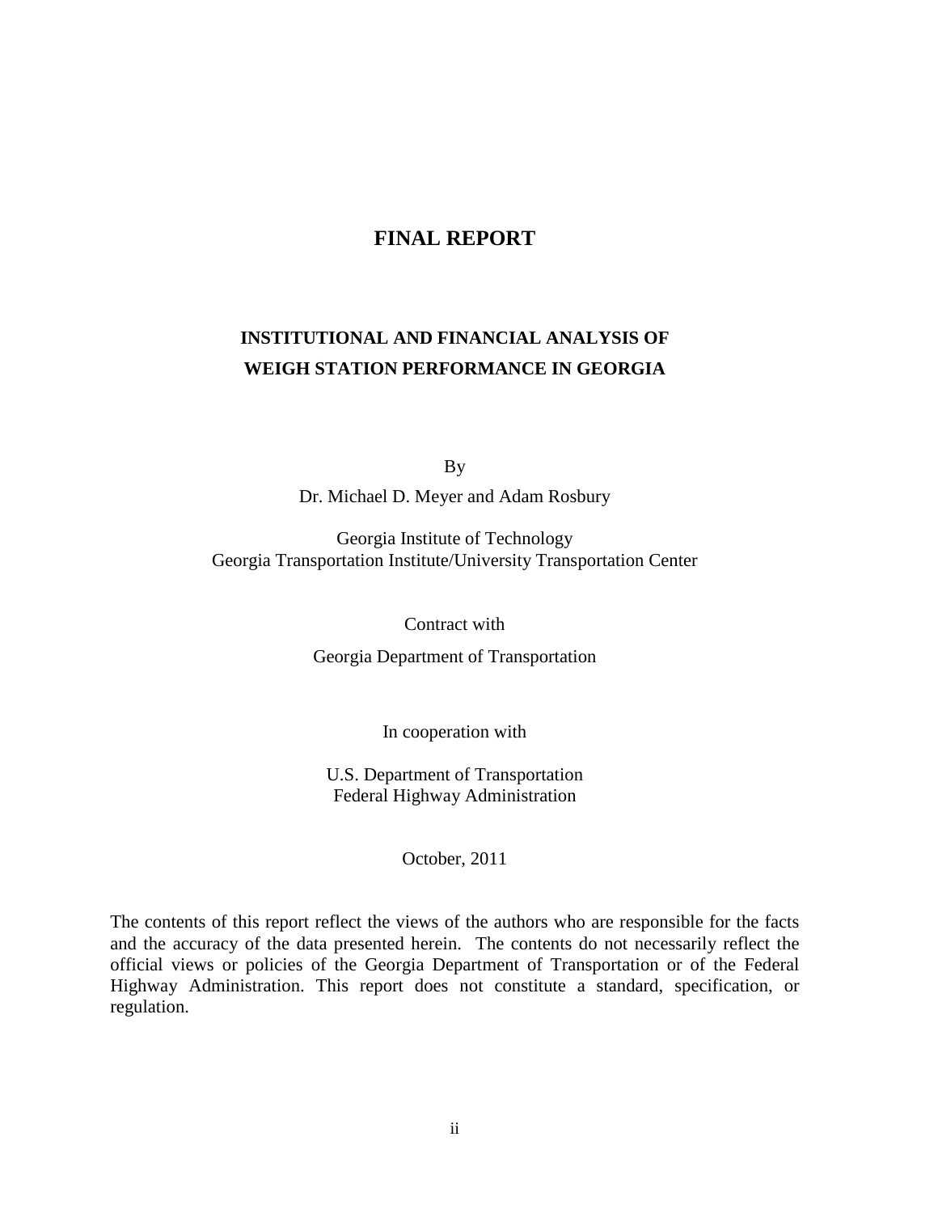# FINAL REPORT

## INSTITUTIONAL AND FINANCIAL ANALYSIS OF WEIGH STATION PERFORMANCE IN GEORGIA

By

Dr. Michael D. Meyer and Adam Rosbury

Georgia Institute of Technology
Georgia Transportation Institute/University Transportation Center

Contract with

Georgia Department of Transportation

In cooperation with

U.S. Department of Transportation
Federal Highway Administration

October, 2011

The contents of this report reflect the views of the authors who are responsible for the facts and the accuracy of the data presented herein. The contents do not necessarily reflect the official views or policies of the Georgia Department of Transportation or of the Federal Highway Administration. This report does not constitute a standard, specification, or regulation.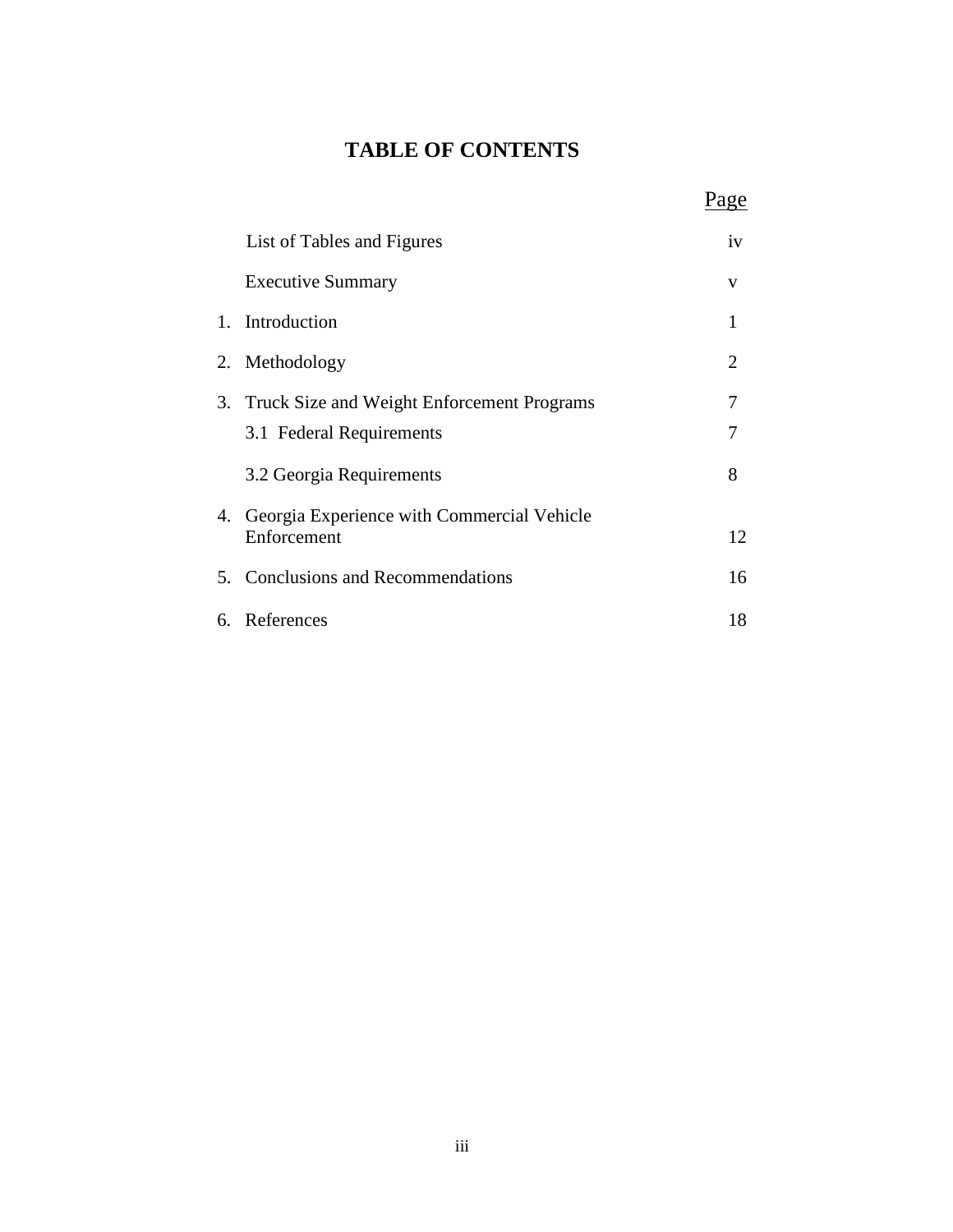# TABLE OF CONTENTS

| | | Page |
|---|---|---|
| | List of Tables and Figures | iv |
| | Executive Summary | v |
| 1. | Introduction | 1 |
| 2. | Methodology | 2 |
| 3. | Truck Size and Weight Enforcement Programs | 7 |
| | 3.1 Federal Requirements | 7 |
| | 3.2 Georgia Requirements | 8 |
| 4. | Georgia Experience with Commercial Vehicle Enforcement | 12 |
| 5. | Conclusions and Recommendations | 16 |
| 6. | References | 18 |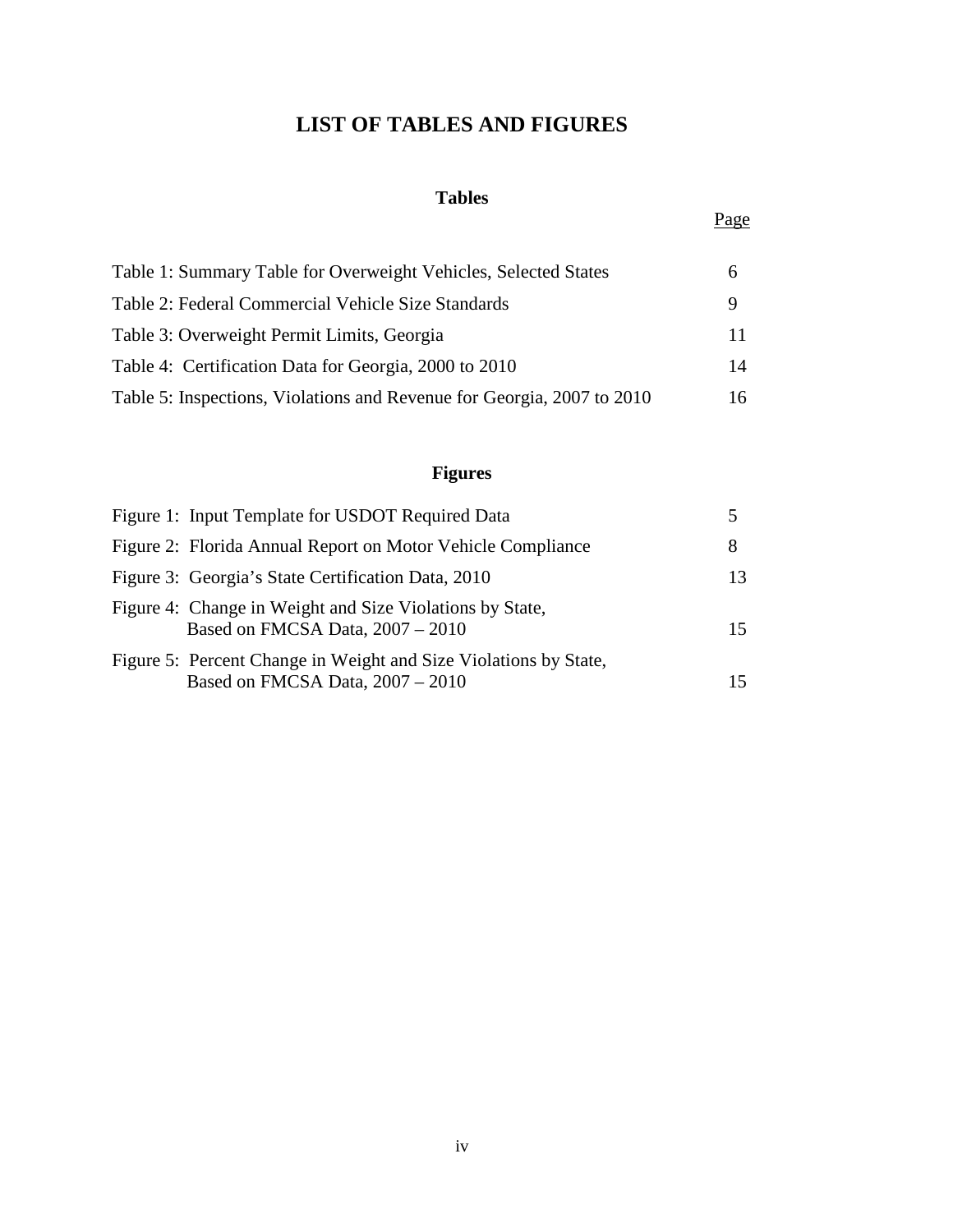# LIST OF TABLES AND FIGURES

## Tables

| | Page |
|---|---|
| Table 1: Summary Table for Overweight Vehicles, Selected States | 6 |
| Table 2: Federal Commercial Vehicle Size Standards | 9 |
| Table 3: Overweight Permit Limits, Georgia | 11 |
| Table 4: Certification Data for Georgia, 2000 to 2010 | 14 |
| Table 5: Inspections, Violations and Revenue for Georgia, 2007 to 2010 | 16 |

## Figures

| | |
|---|---|
| Figure 1: Input Template for USDOT Required Data | 5 |
| Figure 2: Florida Annual Report on Motor Vehicle Compliance | 8 |
| Figure 3: Georgia's State Certification Data, 2010 | 13 |
| Figure 4: Change in Weight and Size Violations by State, Based on FMCSA Data, 2007 – 2010 | 15 |
| Figure 5: Percent Change in Weight and Size Violations by State, Based on FMCSA Data, 2007 – 2010 | 15 |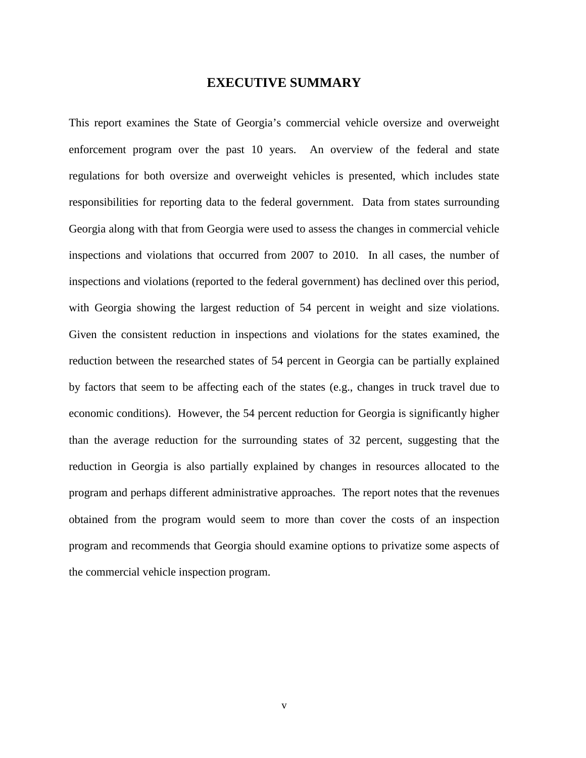# EXECUTIVE SUMMARY

This report examines the State of Georgia's commercial vehicle oversize and overweight enforcement program over the past 10 years. An overview of the federal and state regulations for both oversize and overweight vehicles is presented, which includes state responsibilities for reporting data to the federal government. Data from states surrounding Georgia along with that from Georgia were used to assess the changes in commercial vehicle inspections and violations that occurred from 2007 to 2010. In all cases, the number of inspections and violations (reported to the federal government) has declined over this period, with Georgia showing the largest reduction of 54 percent in weight and size violations. Given the consistent reduction in inspections and violations for the states examined, the reduction between the researched states of 54 percent in Georgia can be partially explained by factors that seem to be affecting each of the states (e.g., changes in truck travel due to economic conditions). However, the 54 percent reduction for Georgia is significantly higher than the average reduction for the surrounding states of 32 percent, suggesting that the reduction in Georgia is also partially explained by changes in resources allocated to the program and perhaps different administrative approaches. The report notes that the revenues obtained from the program would seem to more than cover the costs of an inspection program and recommends that Georgia should examine options to privatize some aspects of the commercial vehicle inspection program.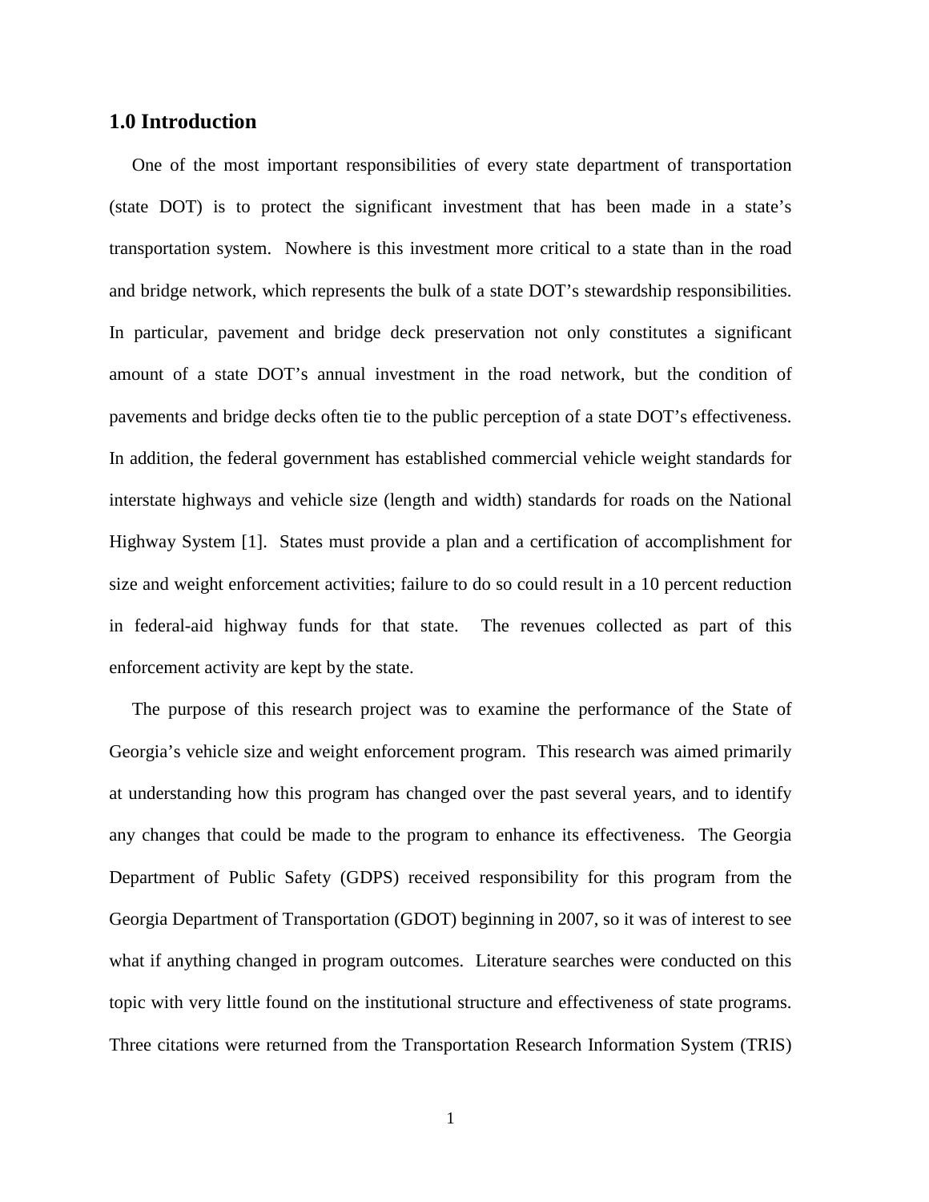## 1.0 Introduction

One of the most important responsibilities of every state department of transportation (state DOT) is to protect the significant investment that has been made in a state's transportation system. Nowhere is this investment more critical to a state than in the road and bridge network, which represents the bulk of a state DOT's stewardship responsibilities. In particular, pavement and bridge deck preservation not only constitutes a significant amount of a state DOT's annual investment in the road network, but the condition of pavements and bridge decks often tie to the public perception of a state DOT's effectiveness. In addition, the federal government has established commercial vehicle weight standards for interstate highways and vehicle size (length and width) standards for roads on the National Highway System [1]. States must provide a plan and a certification of accomplishment for size and weight enforcement activities; failure to do so could result in a 10 percent reduction in federal-aid highway funds for that state. The revenues collected as part of this enforcement activity are kept by the state.

The purpose of this research project was to examine the performance of the State of Georgia's vehicle size and weight enforcement program. This research was aimed primarily at understanding how this program has changed over the past several years, and to identify any changes that could be made to the program to enhance its effectiveness. The Georgia Department of Public Safety (GDPS) received responsibility for this program from the Georgia Department of Transportation (GDOT) beginning in 2007, so it was of interest to see what if anything changed in program outcomes. Literature searches were conducted on this topic with very little found on the institutional structure and effectiveness of state programs. Three citations were returned from the Transportation Research Information System (TRIS)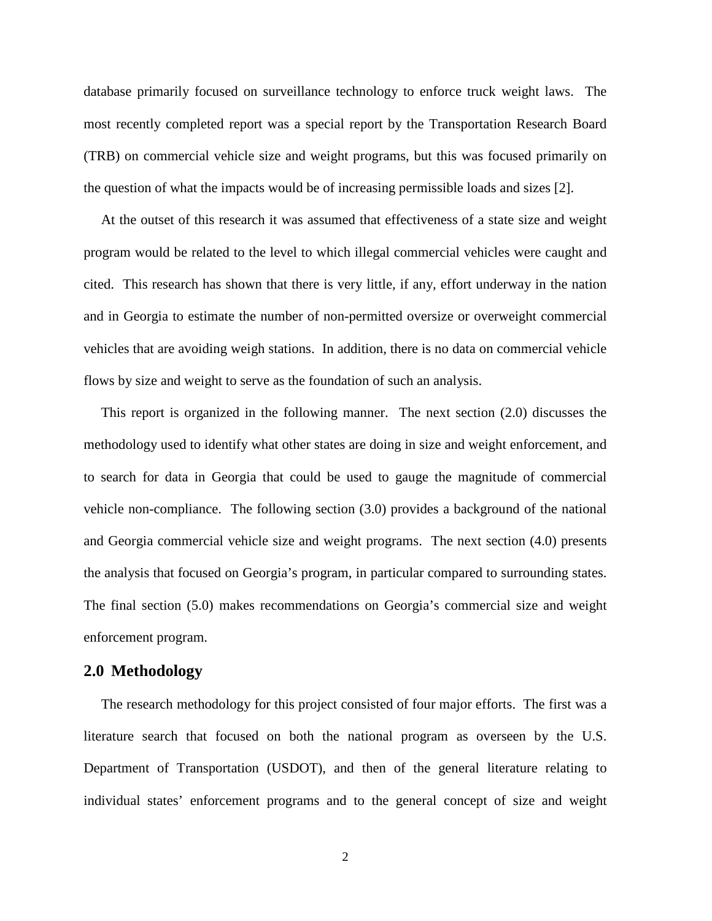database primarily focused on surveillance technology to enforce truck weight laws. The most recently completed report was a special report by the Transportation Research Board (TRB) on commercial vehicle size and weight programs, but this was focused primarily on the question of what the impacts would be of increasing permissible loads and sizes [2].

At the outset of this research it was assumed that effectiveness of a state size and weight program would be related to the level to which illegal commercial vehicles were caught and cited. This research has shown that there is very little, if any, effort underway in the nation and in Georgia to estimate the number of non-permitted oversize or overweight commercial vehicles that are avoiding weigh stations. In addition, there is no data on commercial vehicle flows by size and weight to serve as the foundation of such an analysis.

This report is organized in the following manner. The next section (2.0) discusses the methodology used to identify what other states are doing in size and weight enforcement, and to search for data in Georgia that could be used to gauge the magnitude of commercial vehicle non-compliance. The following section (3.0) provides a background of the national and Georgia commercial vehicle size and weight programs. The next section (4.0) presents the analysis that focused on Georgia's program, in particular compared to surrounding states. The final section (5.0) makes recommendations on Georgia's commercial size and weight enforcement program.

## 2.0 Methodology

The research methodology for this project consisted of four major efforts. The first was a literature search that focused on both the national program as overseen by the U.S. Department of Transportation (USDOT), and then of the general literature relating to individual states' enforcement programs and to the general concept of size and weight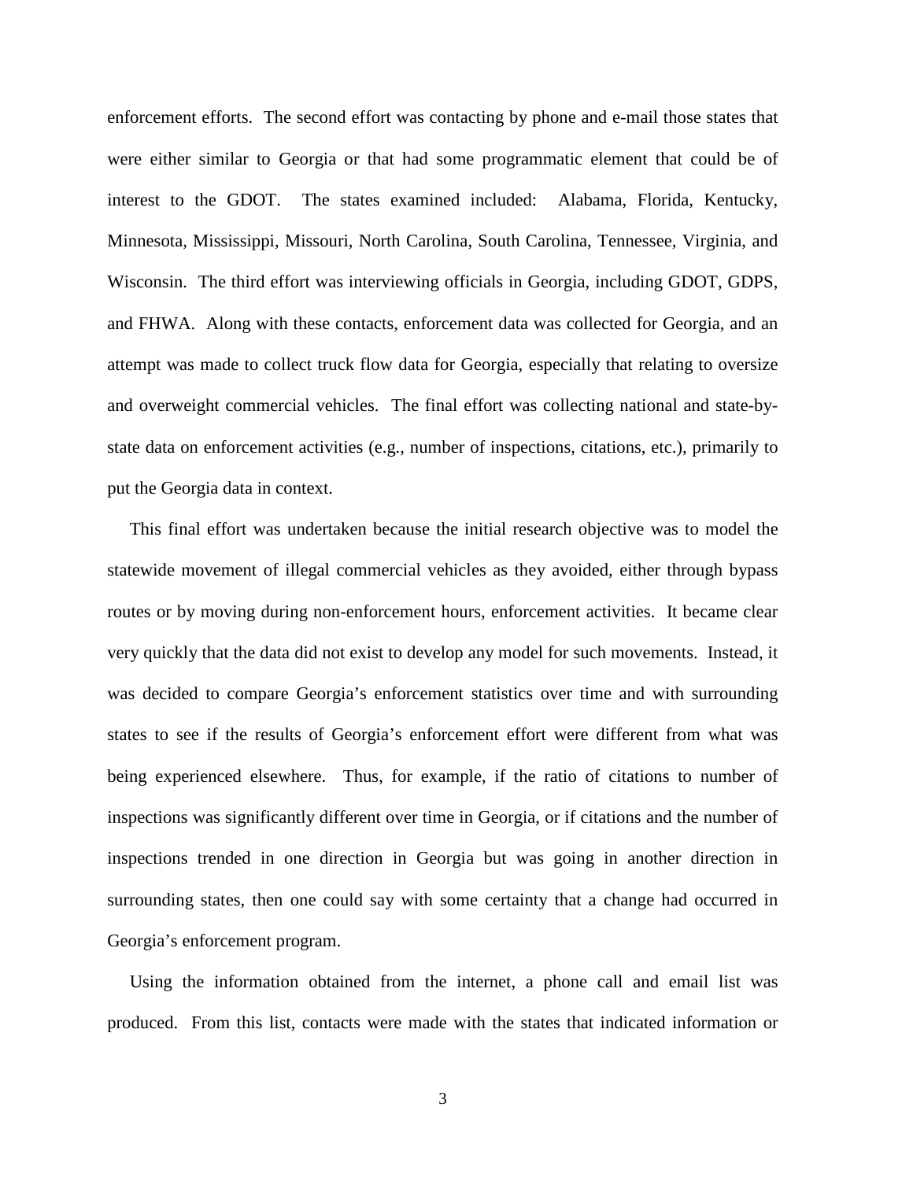enforcement efforts. The second effort was contacting by phone and e-mail those states that were either similar to Georgia or that had some programmatic element that could be of interest to the GDOT. The states examined included: Alabama, Florida, Kentucky, Minnesota, Mississippi, Missouri, North Carolina, South Carolina, Tennessee, Virginia, and Wisconsin. The third effort was interviewing officials in Georgia, including GDOT, GDPS, and FHWA. Along with these contacts, enforcement data was collected for Georgia, and an attempt was made to collect truck flow data for Georgia, especially that relating to oversize and overweight commercial vehicles. The final effort was collecting national and state-by-state data on enforcement activities (e.g., number of inspections, citations, etc.), primarily to put the Georgia data in context.

This final effort was undertaken because the initial research objective was to model the statewide movement of illegal commercial vehicles as they avoided, either through bypass routes or by moving during non-enforcement hours, enforcement activities. It became clear very quickly that the data did not exist to develop any model for such movements. Instead, it was decided to compare Georgia's enforcement statistics over time and with surrounding states to see if the results of Georgia's enforcement effort were different from what was being experienced elsewhere. Thus, for example, if the ratio of citations to number of inspections was significantly different over time in Georgia, or if citations and the number of inspections trended in one direction in Georgia but was going in another direction in surrounding states, then one could say with some certainty that a change had occurred in Georgia's enforcement program.

Using the information obtained from the internet, a phone call and email list was produced. From this list, contacts were made with the states that indicated information or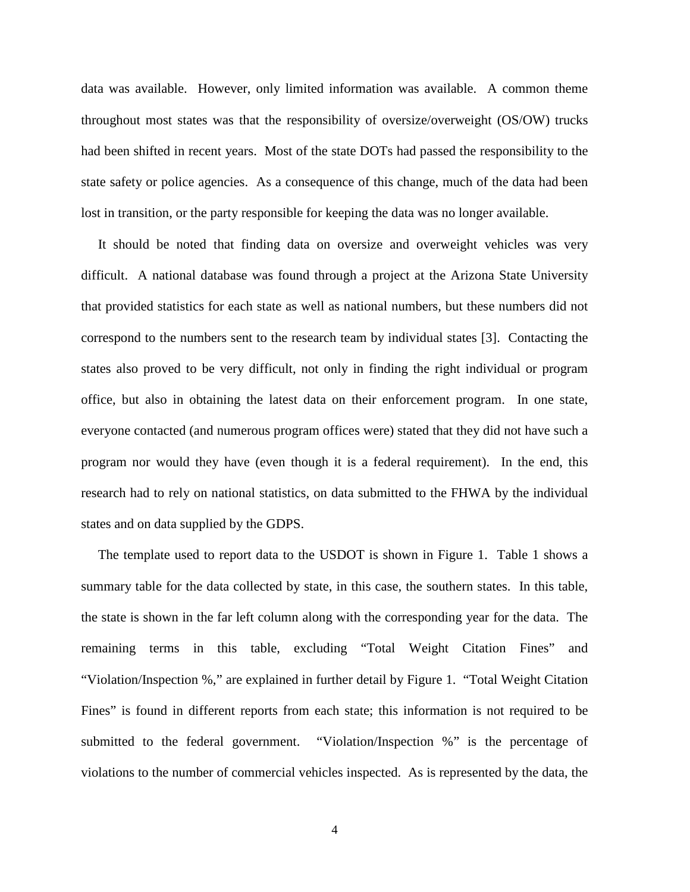data was available. However, only limited information was available. A common theme throughout most states was that the responsibility of oversize/overweight (OS/OW) trucks had been shifted in recent years. Most of the state DOTs had passed the responsibility to the state safety or police agencies. As a consequence of this change, much of the data had been lost in transition, or the party responsible for keeping the data was no longer available.

It should be noted that finding data on oversize and overweight vehicles was very difficult. A national database was found through a project at the Arizona State University that provided statistics for each state as well as national numbers, but these numbers did not correspond to the numbers sent to the research team by individual states [3]. Contacting the states also proved to be very difficult, not only in finding the right individual or program office, but also in obtaining the latest data on their enforcement program. In one state, everyone contacted (and numerous program offices were) stated that they did not have such a program nor would they have (even though it is a federal requirement). In the end, this research had to rely on national statistics, on data submitted to the FHWA by the individual states and on data supplied by the GDPS.

The template used to report data to the USDOT is shown in Figure 1. Table 1 shows a summary table for the data collected by state, in this case, the southern states. In this table, the state is shown in the far left column along with the corresponding year for the data. The remaining terms in this table, excluding "Total Weight Citation Fines" and "Violation/Inspection %," are explained in further detail by Figure 1. "Total Weight Citation Fines" is found in different reports from each state; this information is not required to be submitted to the federal government. "Violation/Inspection %" is the percentage of violations to the number of commercial vehicles inspected. As is represented by the data, the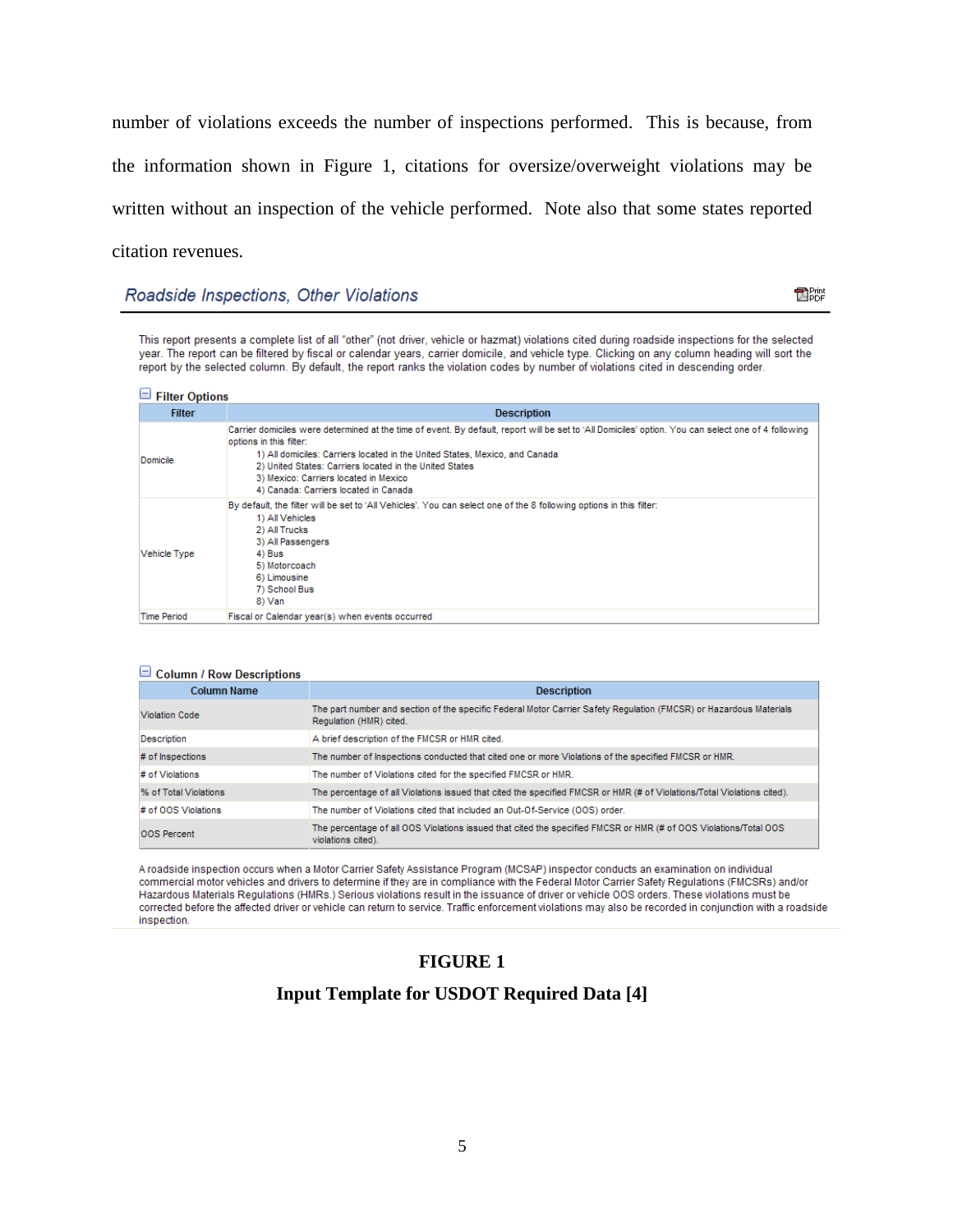number of violations exceeds the number of inspections performed. This is because, from the information shown in Figure 1, citations for oversize/overweight violations may be written without an inspection of the vehicle performed. Note also that some states reported citation revenues.

## Roadside Inspections, Other Violations

This report presents a complete list of all "other" (not driver, vehicle or hazmat) violations cited during roadside inspections for the selected year. The report can be filtered by fiscal or calendar years, carrier domicile, and vehicle type. Clicking on any column heading will sort the report by the selected column. By default, the report ranks the violation codes by number of violations cited in descending order.

**Filter Options**

| Filter | Description |
| --- | --- |
| Domicile | Carrier domiciles were determined at the time of event. By default, report will be set to 'All Domiciles' option. You can select one of 4 following options in this filter: 1) All domiciles: Carriers located in the United States, Mexico, and Canada 2) United States: Carriers located in the United States 3) Mexico: Carriers located in Mexico 4) Canada: Carriers located in Canada |
| Vehicle Type | By default, the filter will be set to 'All Vehicles'. You can select one of the 8 following options in this filter: 1) All Vehicles 2) All Trucks 3) All Passengers 4) Bus 5) Motorcoach 6) Limousine 7) School Bus 8) Van |
| Time Period | Fiscal or Calendar year(s) when events occurred |

**Column / Row Descriptions**

| Column Name | Description |
| --- | --- |
| Violation Code | The part number and section of the specific Federal Motor Carrier Safety Regulation (FMCSR) or Hazardous Materials Regulation (HMR) cited. |
| Description | A brief description of the FMCSR or HMR cited. |
| # of Inspections | The number of Inspections conducted that cited one or more Violations of the specified FMCSR or HMR. |
| # of Violations | The number of Violations cited for the specified FMCSR or HMR. |
| % of Total Violations | The percentage of all Violations issued that cited the specified FMCSR or HMR (# of Violations/Total Violations cited). |
| # of OOS Violations | The number of Violations cited that included an Out-Of-Service (OOS) order. |
| OOS Percent | The percentage of all OOS Violations issued that cited the specified FMCSR or HMR (# of OOS Violations/Total OOS violations cited). |

A roadside inspection occurs when a Motor Carrier Safety Assistance Program (MCSAP) inspector conducts an examination on individual commercial motor vehicles and drivers to determine if they are in compliance with the Federal Motor Carrier Safety Regulations (FMCSRs) and/or Hazardous Materials Regulations (HMRs.) Serious violations result in the issuance of driver or vehicle OOS orders. These violations must be corrected before the affected driver or vehicle can return to service. Traffic enforcement violations may also be recorded in conjunction with a roadside inspection.

**FIGURE 1**

**Input Template for USDOT Required Data [4]**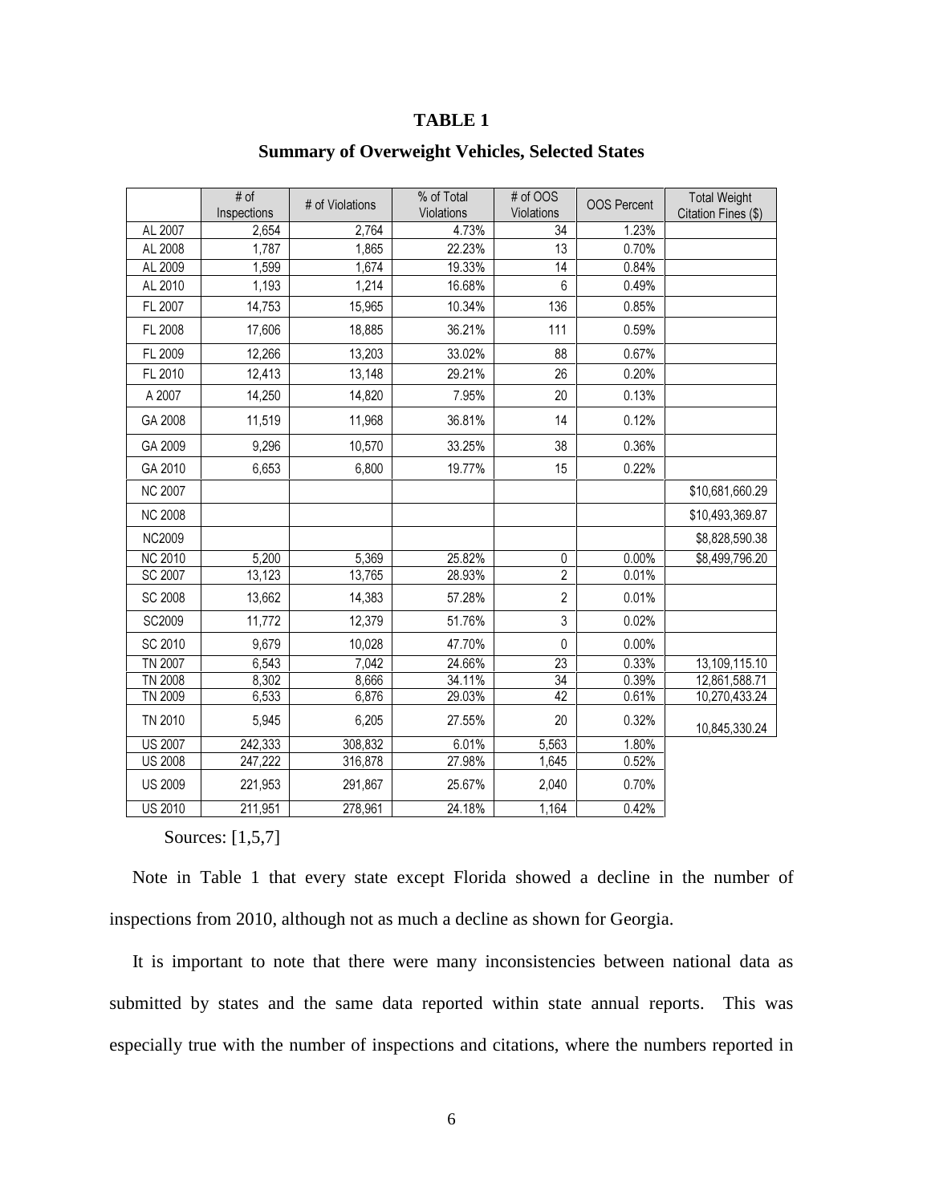**TABLE 1**

**Summary of Overweight Vehicles, Selected States**

| | # of Inspections | # of Violations | % of Total Violations | # of OOS Violations | OOS Percent | Total Weight Citation Fines ($) |
|---|---|---|---|---|---|---|
| AL 2007 | 2,654 | 2,764 | 4.73% | 34 | 1.23% | |
| AL 2008 | 1,787 | 1,865 | 22.23% | 13 | 0.70% | |
| AL 2009 | 1,599 | 1,674 | 19.33% | 14 | 0.84% | |
| AL 2010 | 1,193 | 1,214 | 16.68% | 6 | 0.49% | |
| FL 2007 | 14,753 | 15,965 | 10.34% | 136 | 0.85% | |
| FL 2008 | 17,606 | 18,885 | 36.21% | 111 | 0.59% | |
| FL 2009 | 12,266 | 13,203 | 33.02% | 88 | 0.67% | |
| FL 2010 | 12,413 | 13,148 | 29.21% | 26 | 0.20% | |
| A 2007 | 14,250 | 14,820 | 7.95% | 20 | 0.13% | |
| GA 2008 | 11,519 | 11,968 | 36.81% | 14 | 0.12% | |
| GA 2009 | 9,296 | 10,570 | 33.25% | 38 | 0.36% | |
| GA 2010 | 6,653 | 6,800 | 19.77% | 15 | 0.22% | |
| NC 2007 | | | | | | $10,681,660.29 |
| NC 2008 | | | | | | $10,493,369.87 |
| NC2009 | | | | | | $8,828,590.38 |
| NC 2010 | 5,200 | 5,369 | 25.82% | 0 | 0.00% | $8,499,796.20 |
| SC 2007 | 13,123 | 13,765 | 28.93% | 2 | 0.01% | |
| SC 2008 | 13,662 | 14,383 | 57.28% | 2 | 0.01% | |
| SC2009 | 11,772 | 12,379 | 51.76% | 3 | 0.02% | |
| SC 2010 | 9,679 | 10,028 | 47.70% | 0 | 0.00% | |
| TN 2007 | 6,543 | 7,042 | 24.66% | 23 | 0.33% | 13,109,115.10 |
| TN 2008 | 8,302 | 8,666 | 34.11% | 34 | 0.39% | 12,861,588.71 |
| TN 2009 | 6,533 | 6,876 | 29.03% | 42 | 0.61% | 10,270,433.24 |
| TN 2010 | 5,945 | 6,205 | 27.55% | 20 | 0.32% | 10,845,330.24 |
| US 2007 | 242,333 | 308,832 | 6.01% | 5,563 | 1.80% | |
| US 2008 | 247,222 | 316,878 | 27.98% | 1,645 | 0.52% | |
| US 2009 | 221,953 | 291,867 | 25.67% | 2,040 | 0.70% | |
| US 2010 | 211,951 | 278,961 | 24.18% | 1,164 | 0.42% | |

Sources: [1,5,7]

Note in Table 1 that every state except Florida showed a decline in the number of inspections from 2010, although not as much a decline as shown for Georgia.

It is important to note that there were many inconsistencies between national data as submitted by states and the same data reported within state annual reports. This was especially true with the number of inspections and citations, where the numbers reported in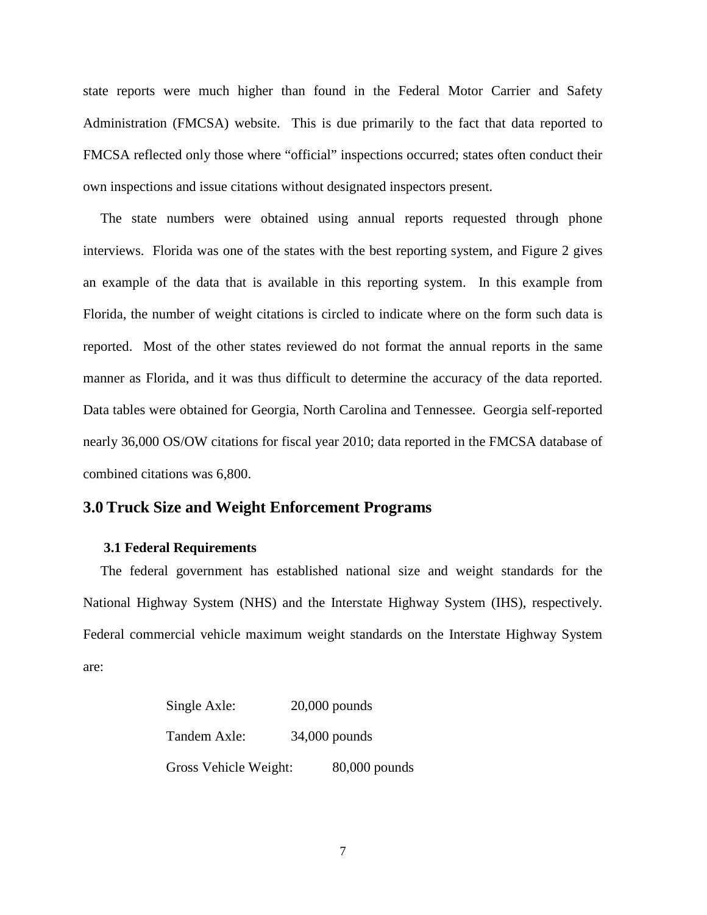state reports were much higher than found in the Federal Motor Carrier and Safety Administration (FMCSA) website. This is due primarily to the fact that data reported to FMCSA reflected only those where "official" inspections occurred; states often conduct their own inspections and issue citations without designated inspectors present.

The state numbers were obtained using annual reports requested through phone interviews. Florida was one of the states with the best reporting system, and Figure 2 gives an example of the data that is available in this reporting system. In this example from Florida, the number of weight citations is circled to indicate where on the form such data is reported. Most of the other states reviewed do not format the annual reports in the same manner as Florida, and it was thus difficult to determine the accuracy of the data reported. Data tables were obtained for Georgia, North Carolina and Tennessee. Georgia self-reported nearly 36,000 OS/OW citations for fiscal year 2010; data reported in the FMCSA database of combined citations was 6,800.

# 3.0 Truck Size and Weight Enforcement Programs

## 3.1 Federal Requirements

The federal government has established national size and weight standards for the National Highway System (NHS) and the Interstate Highway System (IHS), respectively. Federal commercial vehicle maximum weight standards on the Interstate Highway System are:

Single Axle: 20,000 pounds

Tandem Axle: 34,000 pounds

Gross Vehicle Weight: 80,000 pounds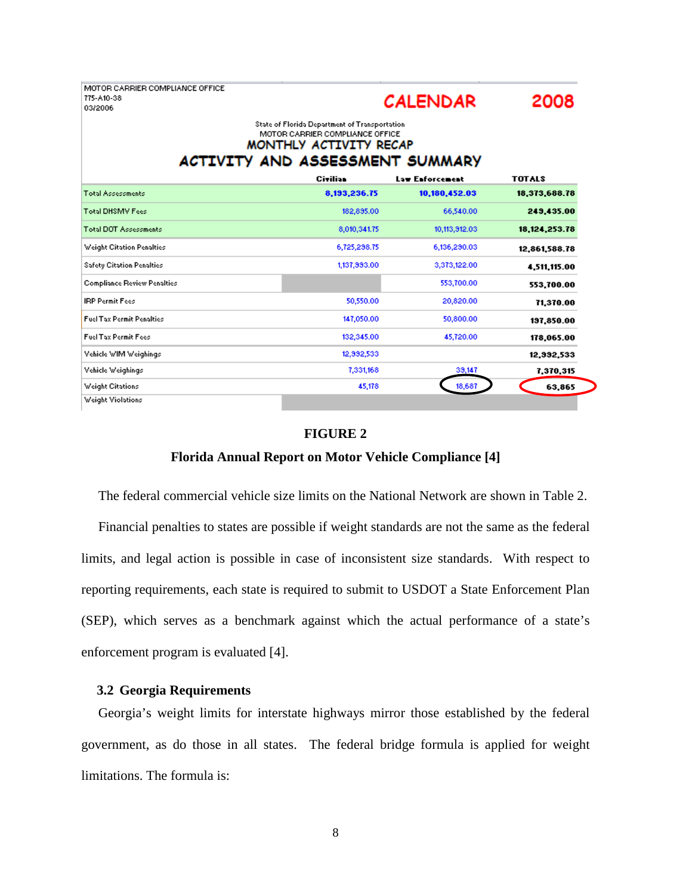MOTOR CARRIER COMPLIANCE OFFICE
775-A10-38
03/2006

**CALENDAR 2008**

State of Florida Department of Transportation
MOTOR CARRIER COMPLIANCE OFFICE
**MONTHLY ACTIVITY RECAP**
**ACTIVITY AND ASSESSMENT SUMMARY**

| | Civilian | Law Enforcement | TOTALS |
|---|---|---|---|
| Total Assessments | 8,193,236.75 | 10,180,452.03 | 18,373,688.78 |
| Total DHSMV Fees | 182,895.00 | 66,540.00 | 249,435.00 |
| Total DOT Assessments | 8,010,341.75 | 10,113,912.03 | 18,124,253.78 |
| Weight Citation Penalties | 6,725,298.75 | 6,136,290.03 | 12,861,588.78 |
| Safety Citation Penalties | 1,137,993.00 | 3,373,122.00 | 4,511,115.00 |
| Compliance Review Penalties | | 553,700.00 | 553,700.00 |
| IRP Permit Fees | 50,550.00 | 20,820.00 | 71,370.00 |
| Fuel Tax Permit Penalties | 147,050.00 | 50,800.00 | 197,850.00 |
| Fuel Tax Permit Fees | 132,345.00 | 45,720.00 | 178,065.00 |
| Vehicle WIM Weighings | 12,992,533 | | 12,992,533 |
| Vehicle Weighings | 7,331,168 | 39,147 | 7,370,315 |
| Weight Citations | 45,178 | 18,687 | 63,865 |
| Weight Violations | | | |

**FIGURE 2**

**Florida Annual Report on Motor Vehicle Compliance [4]**

The federal commercial vehicle size limits on the National Network are shown in Table 2.

Financial penalties to states are possible if weight standards are not the same as the federal limits, and legal action is possible in case of inconsistent size standards. With respect to reporting requirements, each state is required to submit to USDOT a State Enforcement Plan (SEP), which serves as a benchmark against which the actual performance of a state's enforcement program is evaluated [4].

### 3.2 Georgia Requirements

Georgia's weight limits for interstate highways mirror those established by the federal government, as do those in all states. The federal bridge formula is applied for weight limitations. The formula is: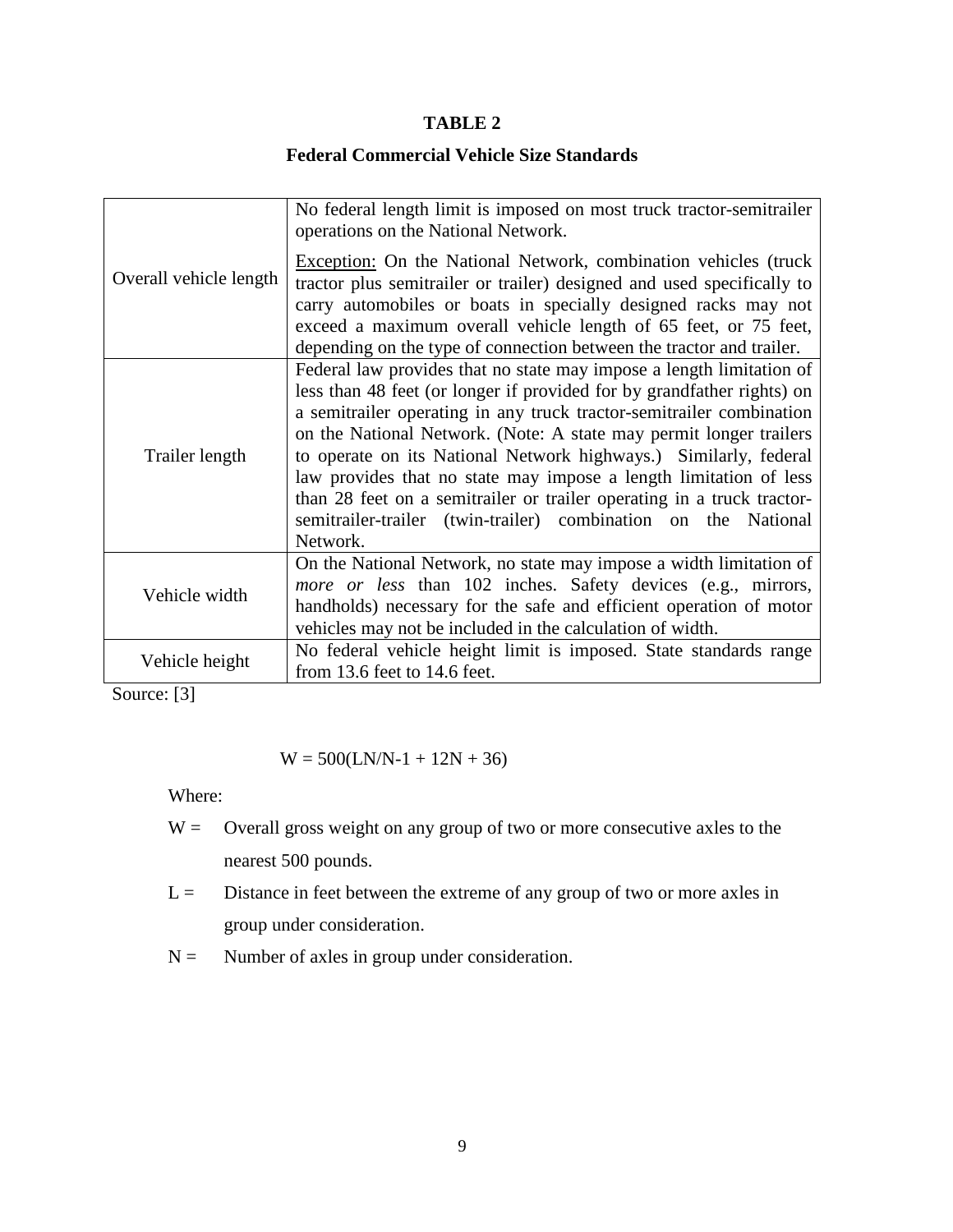**TABLE 2**

**Federal Commercial Vehicle Size Standards**

| | |
|---|---|
| Overall vehicle length | No federal length limit is imposed on most truck tractor-semitrailer operations on the National Network.<br><br>Exception: On the National Network, combination vehicles (truck tractor plus semitrailer or trailer) designed and used specifically to carry automobiles or boats in specially designed racks may not exceed a maximum overall vehicle length of 65 feet, or 75 feet, depending on the type of connection between the tractor and trailer. |
| Trailer length | Federal law provides that no state may impose a length limitation of less than 48 feet (or longer if provided for by grandfather rights) on a semitrailer operating in any truck tractor-semitrailer combination on the National Network. (Note: A state may permit longer trailers to operate on its National Network highways.) Similarly, federal law provides that no state may impose a length limitation of less than 28 feet on a semitrailer or trailer operating in a truck tractor-semitrailer-trailer (twin-trailer) combination on the National Network. |
| Vehicle width | On the National Network, no state may impose a width limitation of *more or less* than 102 inches. Safety devices (e.g., mirrors, handholds) necessary for the safe and efficient operation of motor vehicles may not be included in the calculation of width. |
| Vehicle height | No federal vehicle height limit is imposed. State standards range from 13.6 feet to 14.6 feet. |

Source: [3]

$$W = 500(LN/N\text{-}1 + 12N + 36)$$

Where:

- $W$ = Overall gross weight on any group of two or more consecutive axles to the nearest 500 pounds.
- $L$ = Distance in feet between the extreme of any group of two or more axles in group under consideration.
- $N$ = Number of axles in group under consideration.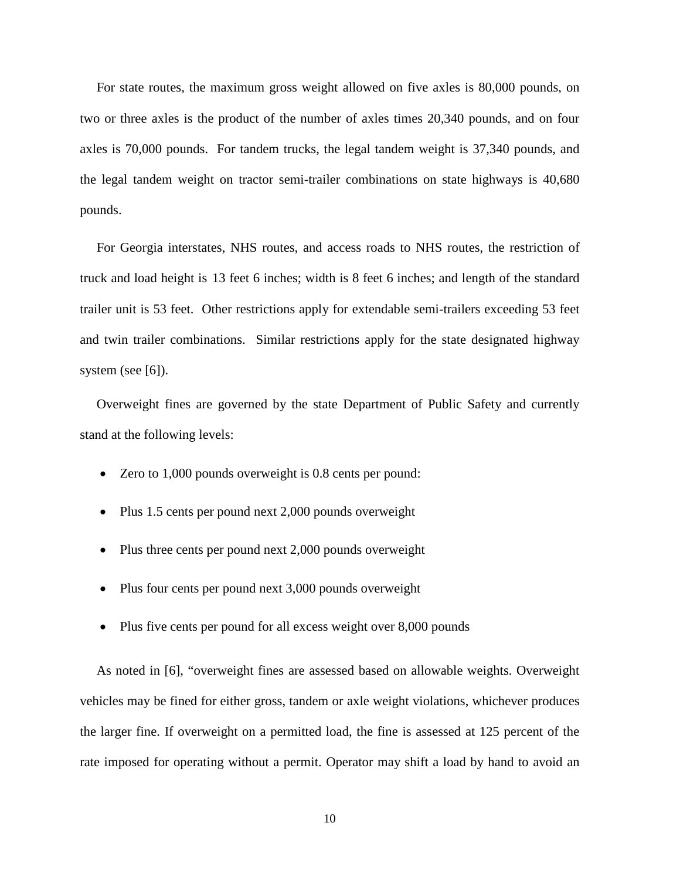For state routes, the maximum gross weight allowed on five axles is 80,000 pounds, on two or three axles is the product of the number of axles times 20,340 pounds, and on four axles is 70,000 pounds. For tandem trucks, the legal tandem weight is 37,340 pounds, and the legal tandem weight on tractor semi-trailer combinations on state highways is 40,680 pounds.

For Georgia interstates, NHS routes, and access roads to NHS routes, the restriction of truck and load height is 13 feet 6 inches; width is 8 feet 6 inches; and length of the standard trailer unit is 53 feet. Other restrictions apply for extendable semi-trailers exceeding 53 feet and twin trailer combinations. Similar restrictions apply for the state designated highway system (see [6]).

Overweight fines are governed by the state Department of Public Safety and currently stand at the following levels:

- Zero to 1,000 pounds overweight is 0.8 cents per pound:
- Plus 1.5 cents per pound next 2,000 pounds overweight
- Plus three cents per pound next 2,000 pounds overweight
- Plus four cents per pound next 3,000 pounds overweight
- Plus five cents per pound for all excess weight over 8,000 pounds

As noted in [6], "overweight fines are assessed based on allowable weights. Overweight vehicles may be fined for either gross, tandem or axle weight violations, whichever produces the larger fine. If overweight on a permitted load, the fine is assessed at 125 percent of the rate imposed for operating without a permit. Operator may shift a load by hand to avoid an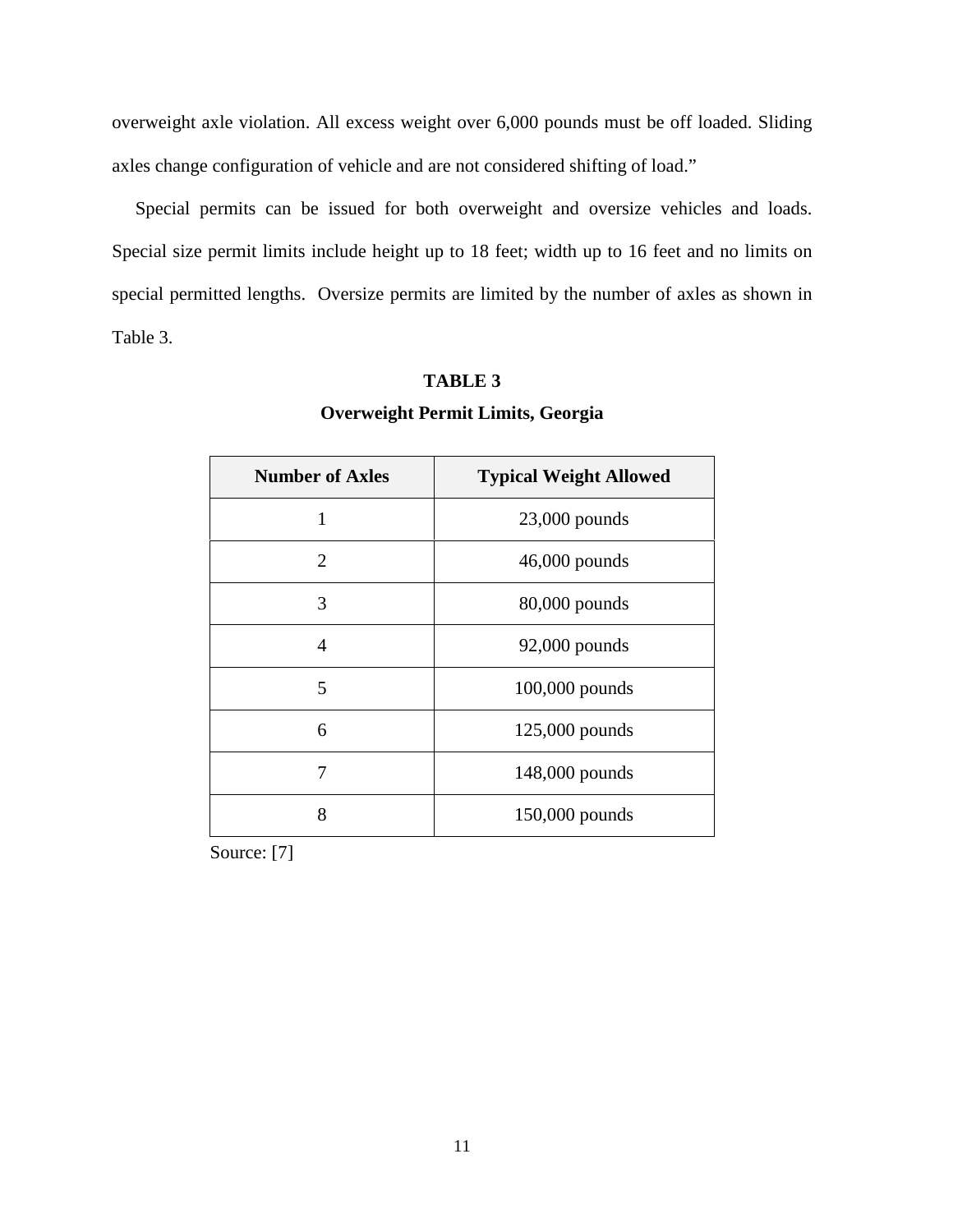overweight axle violation. All excess weight over 6,000 pounds must be off loaded. Sliding axles change configuration of vehicle and are not considered shifting of load."

Special permits can be issued for both overweight and oversize vehicles and loads. Special size permit limits include height up to 18 feet; width up to 16 feet and no limits on special permitted lengths. Oversize permits are limited by the number of axles as shown in Table 3.

**TABLE 3**

**Overweight Permit Limits, Georgia**

| Number of Axles | Typical Weight Allowed |
|---|---|
| 1 | 23,000 pounds |
| 2 | 46,000 pounds |
| 3 | 80,000 pounds |
| 4 | 92,000 pounds |
| 5 | 100,000 pounds |
| 6 | 125,000 pounds |
| 7 | 148,000 pounds |
| 8 | 150,000 pounds |

Source: [7]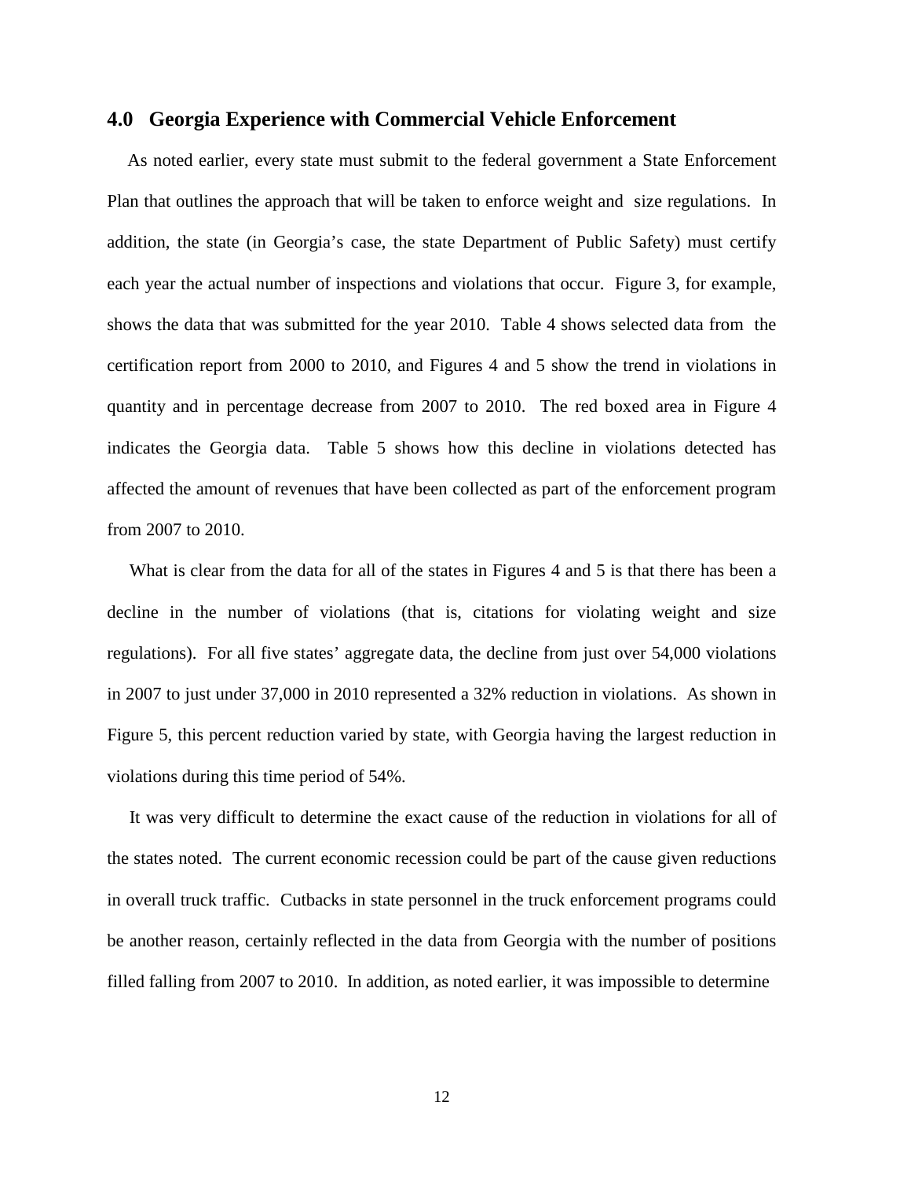## 4.0 Georgia Experience with Commercial Vehicle Enforcement

As noted earlier, every state must submit to the federal government a State Enforcement Plan that outlines the approach that will be taken to enforce weight and size regulations. In addition, the state (in Georgia's case, the state Department of Public Safety) must certify each year the actual number of inspections and violations that occur. Figure 3, for example, shows the data that was submitted for the year 2010. Table 4 shows selected data from the certification report from 2000 to 2010, and Figures 4 and 5 show the trend in violations in quantity and in percentage decrease from 2007 to 2010. The red boxed area in Figure 4 indicates the Georgia data. Table 5 shows how this decline in violations detected has affected the amount of revenues that have been collected as part of the enforcement program from 2007 to 2010.

What is clear from the data for all of the states in Figures 4 and 5 is that there has been a decline in the number of violations (that is, citations for violating weight and size regulations). For all five states' aggregate data, the decline from just over 54,000 violations in 2007 to just under 37,000 in 2010 represented a 32% reduction in violations. As shown in Figure 5, this percent reduction varied by state, with Georgia having the largest reduction in violations during this time period of 54%.

It was very difficult to determine the exact cause of the reduction in violations for all of the states noted. The current economic recession could be part of the cause given reductions in overall truck traffic. Cutbacks in state personnel in the truck enforcement programs could be another reason, certainly reflected in the data from Georgia with the number of positions filled falling from 2007 to 2010. In addition, as noted earlier, it was impossible to determine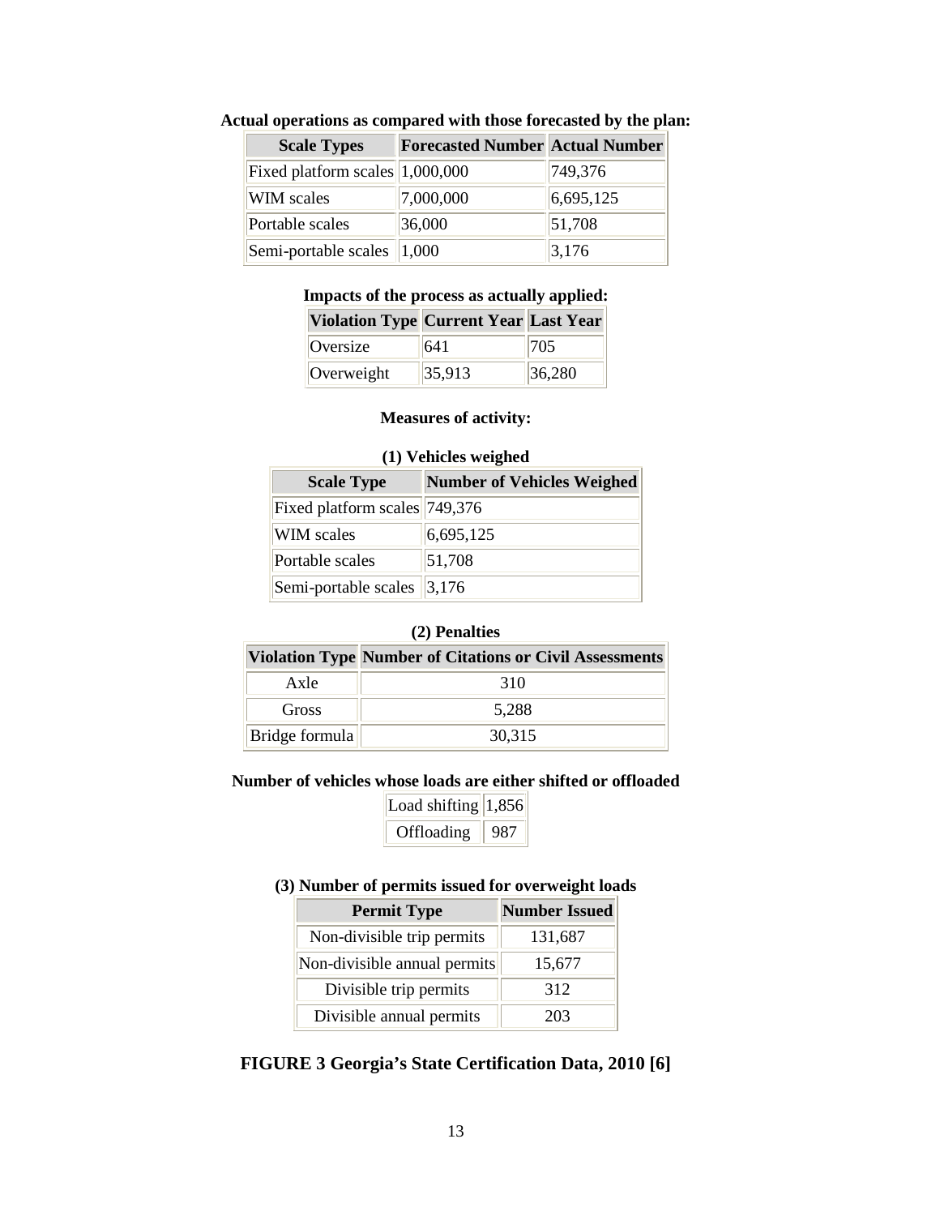**Actual operations as compared with those forecasted by the plan:**

| Scale Types | Forecasted Number | Actual Number |
|---|---|---|
| Fixed platform scales | 1,000,000 | 749,376 |
| WIM scales | 7,000,000 | 6,695,125 |
| Portable scales | 36,000 | 51,708 |
| Semi-portable scales | 1,000 | 3,176 |

**Impacts of the process as actually applied:**

| Violation Type | Current Year | Last Year |
|---|---|---|
| Oversize | 641 | 705 |
| Overweight | 35,913 | 36,280 |

**Measures of activity:**

**(1) Vehicles weighed**

| Scale Type | Number of Vehicles Weighed |
|---|---|
| Fixed platform scales | 749,376 |
| WIM scales | 6,695,125 |
| Portable scales | 51,708 |
| Semi-portable scales | 3,176 |

**(2) Penalties**

| Violation Type | Number of Citations or Civil Assessments |
|---|---|
| Axle | 310 |
| Gross | 5,288 |
| Bridge formula | 30,315 |

**Number of vehicles whose loads are either shifted or offloaded**

| | |
|---|---|
| Load shifting | 1,856 |
| Offloading | 987 |

**(3) Number of permits issued for overweight loads**

| Permit Type | Number Issued |
|---|---|
| Non-divisible trip permits | 131,687 |
| Non-divisible annual permits | 15,677 |
| Divisible trip permits | 312 |
| Divisible annual permits | 203 |

**FIGURE 3 Georgia's State Certification Data, 2010 [6]**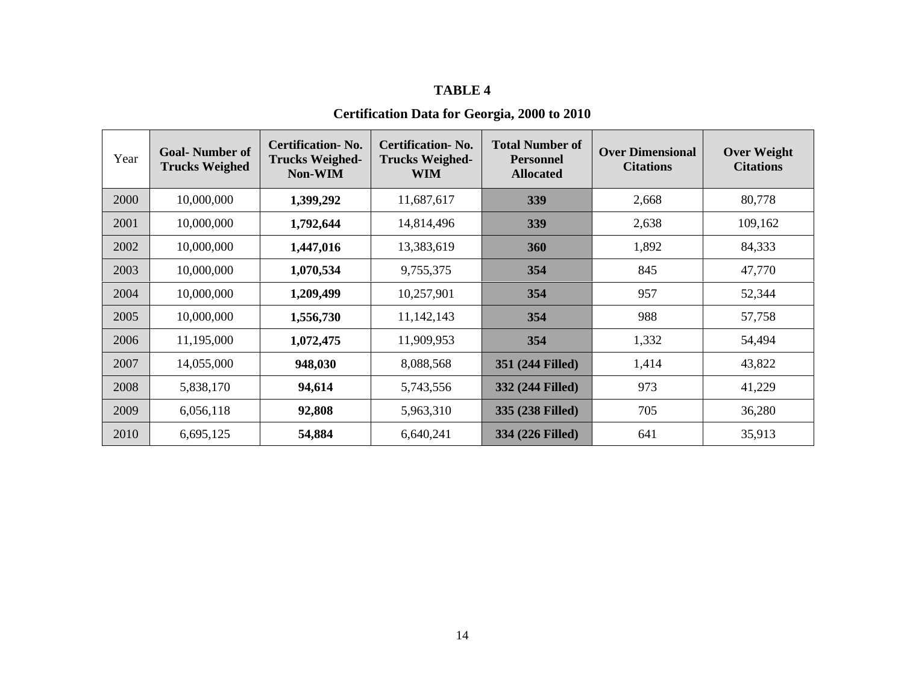**TABLE 4**

**Certification Data for Georgia, 2000 to 2010**

| Year | Goal- Number of Trucks Weighed | Certification- No. Trucks Weighed- Non-WIM | Certification- No. Trucks Weighed- WIM | Total Number of Personnel Allocated | Over Dimensional Citations | Over Weight Citations |
|---|---|---|---|---|---|---|
| 2000 | 10,000,000 | **1,399,292** | 11,687,617 | **339** | 2,668 | 80,778 |
| 2001 | 10,000,000 | **1,792,644** | 14,814,496 | **339** | 2,638 | 109,162 |
| 2002 | 10,000,000 | **1,447,016** | 13,383,619 | **360** | 1,892 | 84,333 |
| 2003 | 10,000,000 | **1,070,534** | 9,755,375 | **354** | 845 | 47,770 |
| 2004 | 10,000,000 | **1,209,499** | 10,257,901 | **354** | 957 | 52,344 |
| 2005 | 10,000,000 | **1,556,730** | 11,142,143 | **354** | 988 | 57,758 |
| 2006 | 11,195,000 | **1,072,475** | 11,909,953 | **354** | 1,332 | 54,494 |
| 2007 | 14,055,000 | **948,030** | 8,088,568 | **351 (244 Filled)** | 1,414 | 43,822 |
| 2008 | 5,838,170 | **94,614** | 5,743,556 | **332 (244 Filled)** | 973 | 41,229 |
| 2009 | 6,056,118 | **92,808** | 5,963,310 | **335 (238 Filled)** | 705 | 36,280 |
| 2010 | 6,695,125 | **54,884** | 6,640,241 | **334 (226 Filled)** | 641 | 35,913 |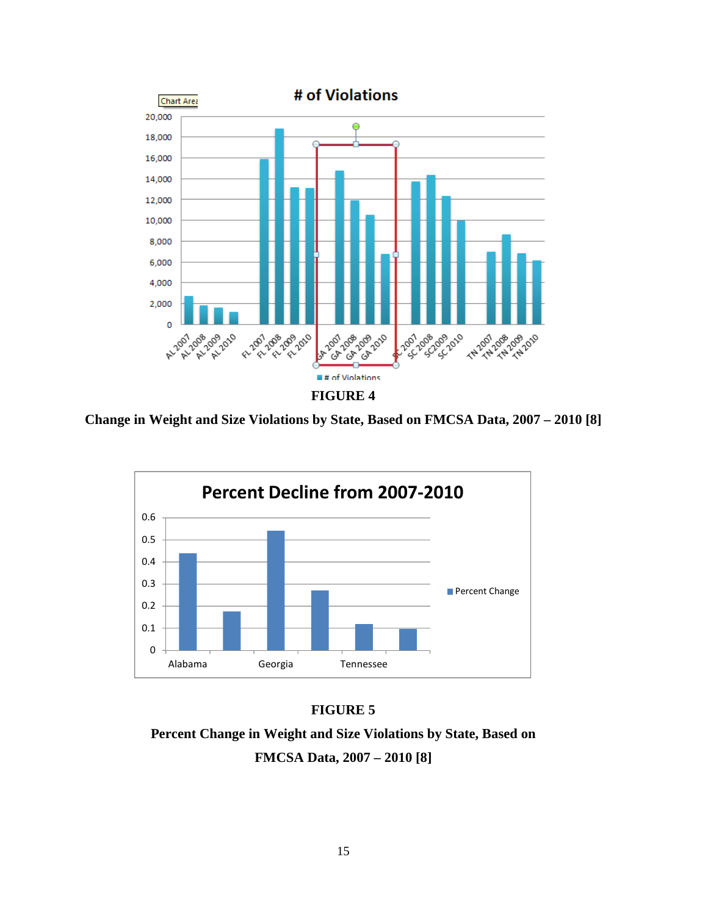**FIGURE 4**

**Change in Weight and Size Violations by State, Based on FMCSA Data, 2007 – 2010 [8]**

**FIGURE 5**

**Percent Change in Weight and Size Violations by State, Based on FMCSA Data, 2007 – 2010 [8]**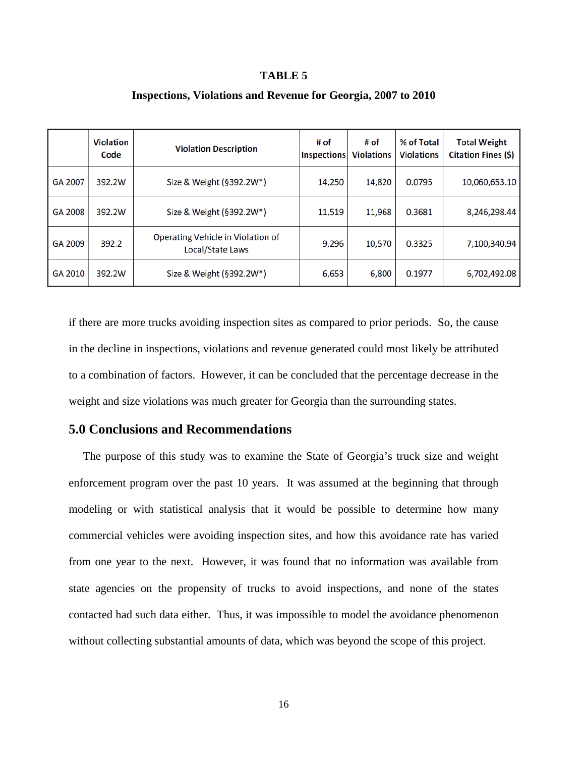**TABLE 5**

**Inspections, Violations and Revenue for Georgia, 2007 to 2010**

| | Violation Code | Violation Description | # of Inspections | # of Violations | % of Total Violations | Total Weight Citation Fines ($) |
|---|---|---|---|---|---|---|
| GA 2007 | 392.2W | Size & Weight (§392.2W*) | 14,250 | 14,820 | 0.0795 | 10,060,653.10 |
| GA 2008 | 392.2W | Size & Weight (§392.2W*) | 11,519 | 11,968 | 0.3681 | 8,246,298.44 |
| GA 2009 | 392.2 | Operating Vehicle in Violation of Local/State Laws | 9,296 | 10,570 | 0.3325 | 7,100,340.94 |
| GA 2010 | 392.2W | Size & Weight (§392.2W*) | 6,653 | 6,800 | 0.1977 | 6,702,492.08 |

if there are more trucks avoiding inspection sites as compared to prior periods. So, the cause in the decline in inspections, violations and revenue generated could most likely be attributed to a combination of factors. However, it can be concluded that the percentage decrease in the weight and size violations was much greater for Georgia than the surrounding states.

## 5.0 Conclusions and Recommendations

The purpose of this study was to examine the State of Georgia's truck size and weight enforcement program over the past 10 years. It was assumed at the beginning that through modeling or with statistical analysis that it would be possible to determine how many commercial vehicles were avoiding inspection sites, and how this avoidance rate has varied from one year to the next. However, it was found that no information was available from state agencies on the propensity of trucks to avoid inspections, and none of the states contacted had such data either. Thus, it was impossible to model the avoidance phenomenon without collecting substantial amounts of data, which was beyond the scope of this project.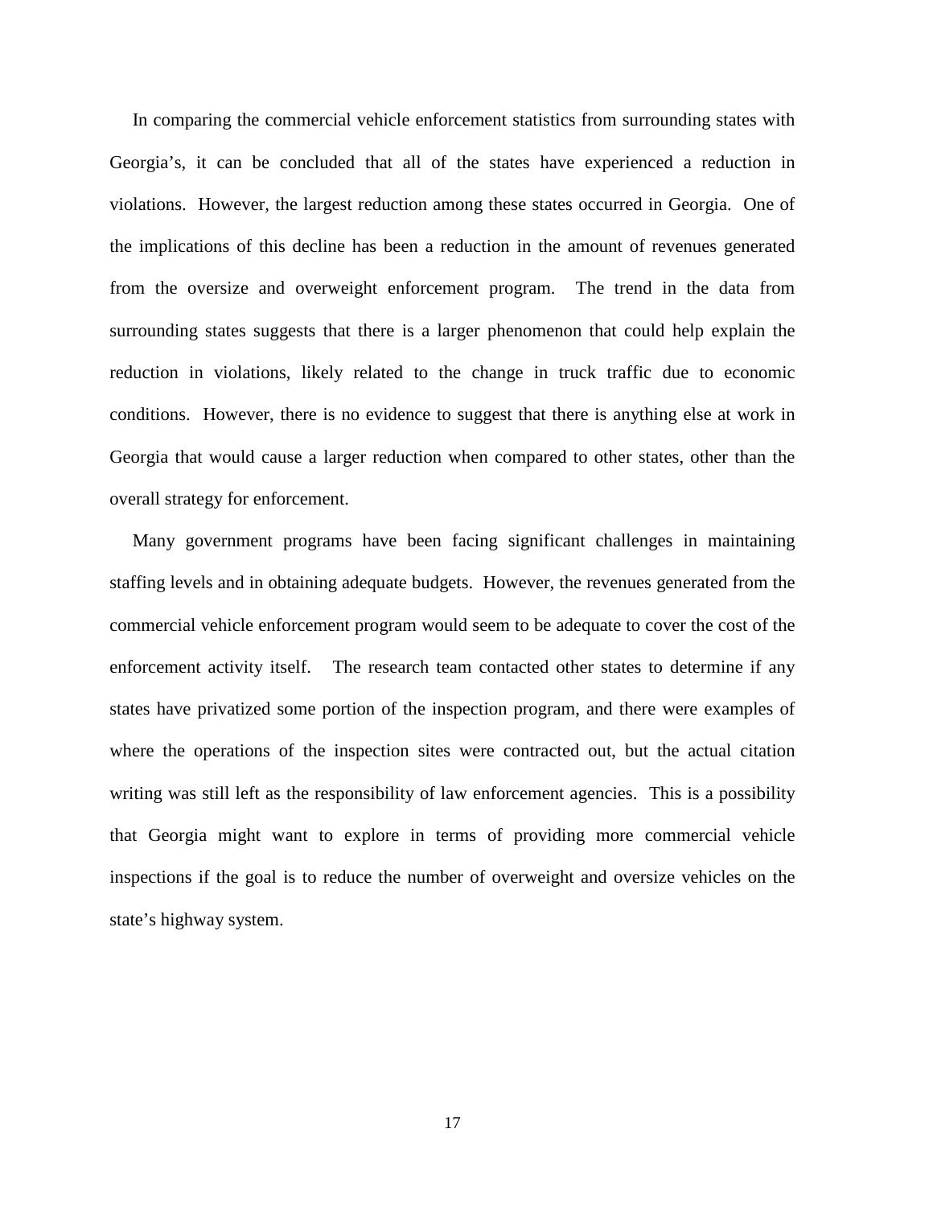In comparing the commercial vehicle enforcement statistics from surrounding states with Georgia's, it can be concluded that all of the states have experienced a reduction in violations. However, the largest reduction among these states occurred in Georgia. One of the implications of this decline has been a reduction in the amount of revenues generated from the oversize and overweight enforcement program. The trend in the data from surrounding states suggests that there is a larger phenomenon that could help explain the reduction in violations, likely related to the change in truck traffic due to economic conditions. However, there is no evidence to suggest that there is anything else at work in Georgia that would cause a larger reduction when compared to other states, other than the overall strategy for enforcement.

Many government programs have been facing significant challenges in maintaining staffing levels and in obtaining adequate budgets. However, the revenues generated from the commercial vehicle enforcement program would seem to be adequate to cover the cost of the enforcement activity itself. The research team contacted other states to determine if any states have privatized some portion of the inspection program, and there were examples of where the operations of the inspection sites were contracted out, but the actual citation writing was still left as the responsibility of law enforcement agencies. This is a possibility that Georgia might want to explore in terms of providing more commercial vehicle inspections if the goal is to reduce the number of overweight and oversize vehicles on the state's highway system.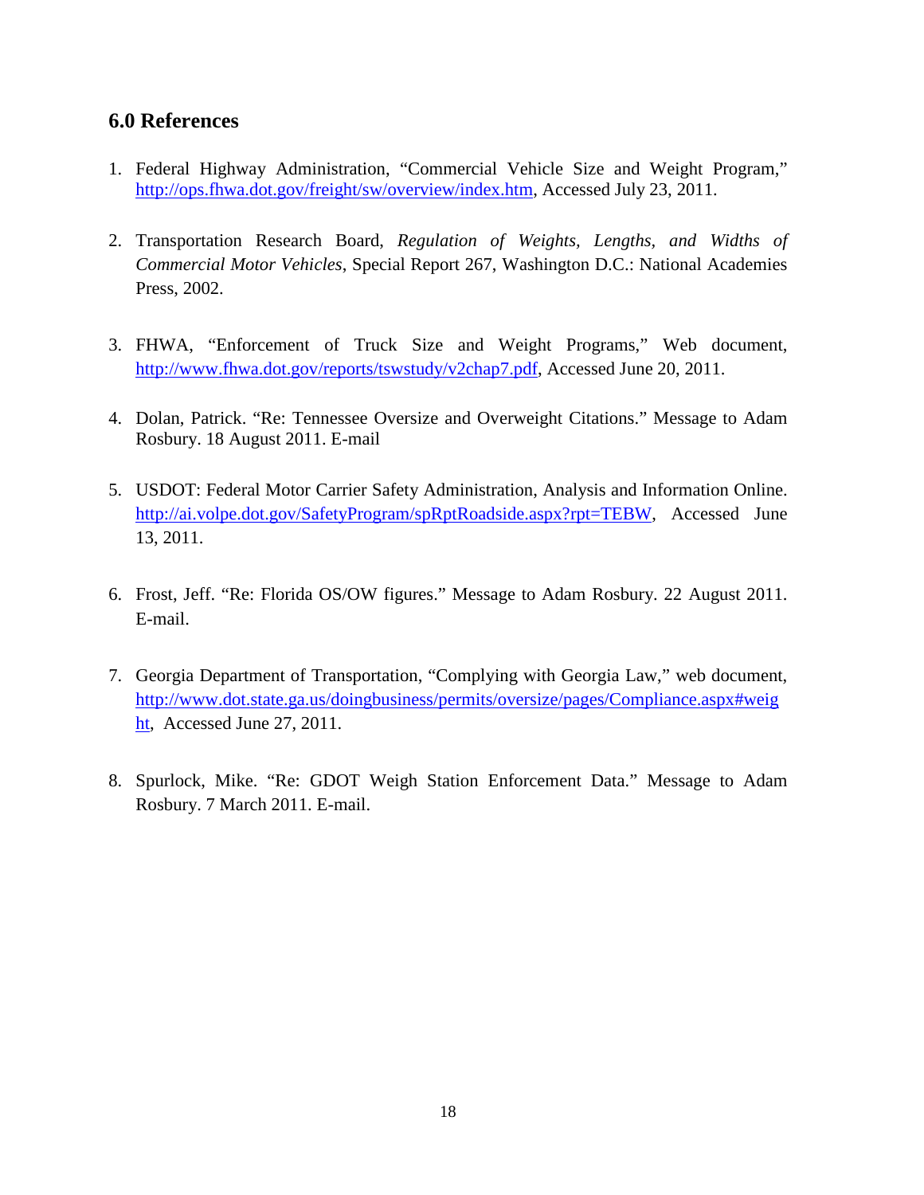## 6.0 References

1. Federal Highway Administration, "Commercial Vehicle Size and Weight Program," http://ops.fhwa.dot.gov/freight/sw/overview/index.htm, Accessed July 23, 2011.

2. Transportation Research Board, *Regulation of Weights, Lengths, and Widths of Commercial Motor Vehicles*, Special Report 267, Washington D.C.: National Academies Press, 2002.

3. FHWA, "Enforcement of Truck Size and Weight Programs," Web document, http://www.fhwa.dot.gov/reports/tswstudy/v2chap7.pdf, Accessed June 20, 2011.

4. Dolan, Patrick. "Re: Tennessee Oversize and Overweight Citations." Message to Adam Rosbury. 18 August 2011. E-mail

5. USDOT: Federal Motor Carrier Safety Administration, Analysis and Information Online. http://ai.volpe.dot.gov/SafetyProgram/spRptRoadside.aspx?rpt=TEBW, Accessed June 13, 2011.

6. Frost, Jeff. "Re: Florida OS/OW figures." Message to Adam Rosbury. 22 August 2011. E-mail.

7. Georgia Department of Transportation, "Complying with Georgia Law," web document, http://www.dot.state.ga.us/doingbusiness/permits/oversize/pages/Compliance.aspx#weight, Accessed June 27, 2011.

8. Spurlock, Mike. "Re: GDOT Weigh Station Enforcement Data." Message to Adam Rosbury. 7 March 2011. E-mail.